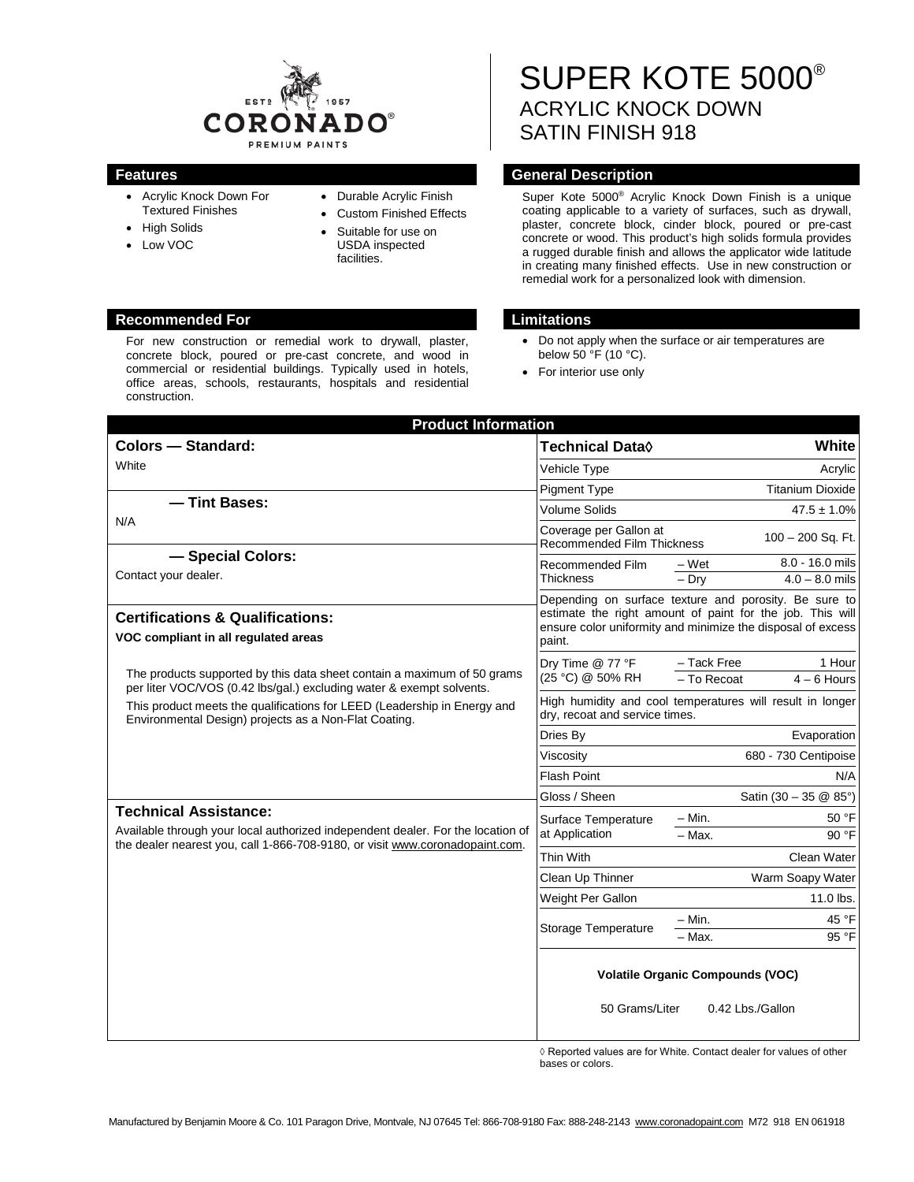# SUPER KOTE 5000®
## ACRYLIC KNOCK DOWN SATIN FINISH 918

### Features

- Acrylic Knock Down For Textured Finishes
- High Solids
- Low VOC
- Durable Acrylic Finish
- Custom Finished Effects
- Suitable for use on USDA inspected facilities.

### General Description

Super Kote 5000® Acrylic Knock Down Finish is a unique coating applicable to a variety of surfaces, such as drywall, plaster, concrete block, cinder block, poured or pre-cast concrete or wood. This product's high solids formula provides a rugged durable finish and allows the applicator wide latitude in creating many finished effects. Use in new construction or remedial work for a personalized look with dimension.

### Recommended For

For new construction or remedial work to drywall, plaster, concrete block, poured or pre-cast concrete, and wood in commercial or residential buildings. Typically used in hotels, office areas, schools, restaurants, hospitals and residential construction.

### Limitations

- Do not apply when the surface or air temperatures are below 50 °F (10 °C).
- For interior use only

## Product Information

**Colors — Standard:**

White

**— Tint Bases:**

N/A

**— Special Colors:**

Contact your dealer.

**Certifications & Qualifications:**

**VOC compliant in all regulated areas**

The products supported by this data sheet contain a maximum of 50 grams per liter VOC/VOS (0.42 lbs/gal.) excluding water & exempt solvents.

This product meets the qualifications for LEED (Leadership in Energy and Environmental Design) projects as a Non-Flat Coating.

**Technical Assistance:**

Available through your local authorized independent dealer. For the location of the dealer nearest you, call 1-866-708-9180, or visit www.coronadopaint.com.

| Technical Data◊ | | White |
|---|---|---|
| Vehicle Type | | Acrylic |
| Pigment Type | | Titanium Dioxide |
| Volume Solids | | 47.5 ± 1.0% |
| Coverage per Gallon at Recommended Film Thickness | | 100 – 200 Sq. Ft. |
| Recommended Film Thickness | – Wet | 8.0 - 16.0 mils |
| | – Dry | 4.0 – 8.0 mils |
| Depending on surface texture and porosity. Be sure to estimate the right amount of paint for the job. This will ensure color uniformity and minimize the disposal of excess paint. | | |
| Dry Time @ 77 °F (25 °C) @ 50% RH | – Tack Free | 1 Hour |
| | – To Recoat | 4 – 6 Hours |
| High humidity and cool temperatures will result in longer dry, recoat and service times. | | |
| Dries By | | Evaporation |
| Viscosity | | 680 - 730 Centipoise |
| Flash Point | | N/A |
| Gloss / Sheen | | Satin (30 – 35 @ 85°) |
| Surface Temperature at Application | – Min. | 50 °F |
| | – Max. | 90 °F |
| Thin With | | Clean Water |
| Clean Up Thinner | | Warm Soapy Water |
| Weight Per Gallon | | 11.0 lbs. |
| Storage Temperature | – Min. | 45 °F |
| | – Max. | 95 °F |

**Volatile Organic Compounds (VOC)**

50 Grams/Liter    0.42 Lbs./Gallon

◊ Reported values are for White. Contact dealer for values of other bases or colors.

Manufactured by Benjamin Moore & Co. 101 Paragon Drive, Montvale, NJ 07645 Tel: 866-708-9180 Fax: 888-248-2143 www.coronadopaint.com M72 918 EN 061918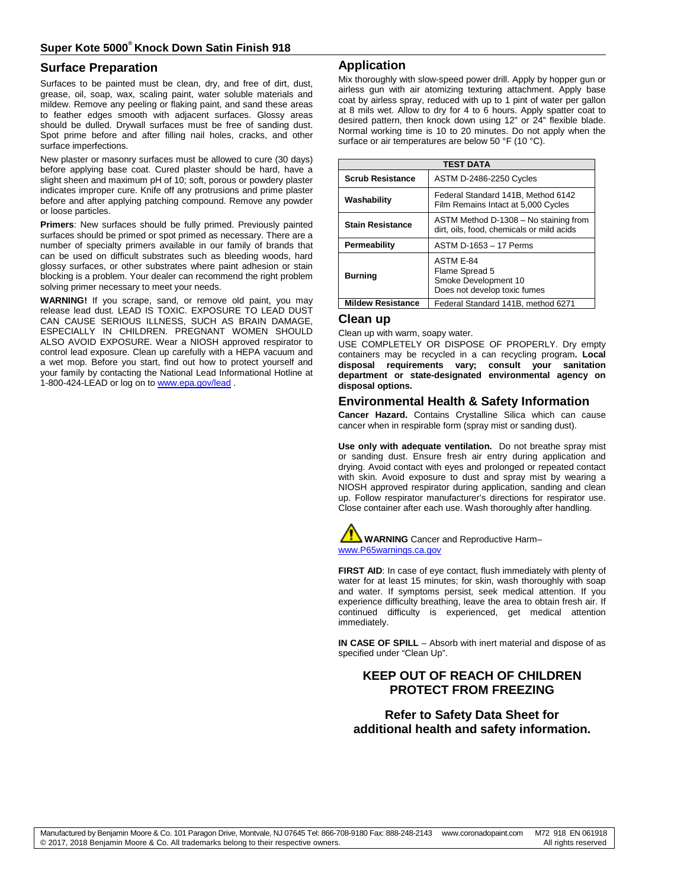# Super Kote 5000® Knock Down Satin Finish 918

## Surface Preparation

Surfaces to be painted must be clean, dry, and free of dirt, dust, grease, oil, soap, wax, scaling paint, water soluble materials and mildew. Remove any peeling or flaking paint, and sand these areas to feather edges smooth with adjacent surfaces. Glossy areas should be dulled. Drywall surfaces must be free of sanding dust. Spot prime before and after filling nail holes, cracks, and other surface imperfections.

New plaster or masonry surfaces must be allowed to cure (30 days) before applying base coat. Cured plaster should be hard, have a slight sheen and maximum pH of 10; soft, porous or powdery plaster indicates improper cure. Knife off any protrusions and prime plaster before and after applying patching compound. Remove any powder or loose particles.

**Primers**: New surfaces should be fully primed. Previously painted surfaces should be primed or spot primed as necessary. There are a number of specialty primers available in our family of brands that can be used on difficult substrates such as bleeding woods, hard glossy surfaces, or other substrates where paint adhesion or stain blocking is a problem. Your dealer can recommend the right problem solving primer necessary to meet your needs.

**WARNING!** If you scrape, sand, or remove old paint, you may release lead dust. LEAD IS TOXIC. EXPOSURE TO LEAD DUST CAN CAUSE SERIOUS ILLNESS, SUCH AS BRAIN DAMAGE, ESPECIALLY IN CHILDREN. PREGNANT WOMEN SHOULD ALSO AVOID EXPOSURE. Wear a NIOSH approved respirator to control lead exposure. Clean up carefully with a HEPA vacuum and a wet mop. Before you start, find out how to protect yourself and your family by contacting the National Lead Informational Hotline at 1-800-424-LEAD or log on to www.epa.gov/lead .

## Application

Mix thoroughly with slow-speed power drill. Apply by hopper gun or airless gun with air atomizing texturing attachment. Apply base coat by airless spray, reduced with up to 1 pint of water per gallon at 8 mils wet. Allow to dry for 4 to 6 hours. Apply spatter coat to desired pattern, then knock down using 12" or 24" flexible blade. Normal working time is 10 to 20 minutes. Do not apply when the surface or air temperatures are below 50 °F (10 °C).

| TEST DATA | |
|---|---|
| **Scrub Resistance** | ASTM D-2486-2250 Cycles |
| **Washability** | Federal Standard 141B, Method 6142 Film Remains Intact at 5,000 Cycles |
| **Stain Resistance** | ASTM Method D-1308 – No staining from dirt, oils, food, chemicals or mild acids |
| **Permeability** | ASTM D-1653 – 17 Perms |
| **Burning** | ASTM E-84 Flame Spread 5 Smoke Development 10 Does not develop toxic fumes |
| **Mildew Resistance** | Federal Standard 141B, method 6271 |

## Clean up

Clean up with warm, soapy water.

USE COMPLETELY OR DISPOSE OF PROPERLY. Dry empty containers may be recycled in a can recycling program**. Local disposal requirements vary; consult your sanitation department or state-designated environmental agency on disposal options.**

## Environmental Health & Safety Information

**Cancer Hazard.** Contains Crystalline Silica which can cause cancer when in respirable form (spray mist or sanding dust).

**Use only with adequate ventilation.** Do not breathe spray mist or sanding dust. Ensure fresh air entry during application and drying. Avoid contact with eyes and prolonged or repeated contact with skin. Avoid exposure to dust and spray mist by wearing a NIOSH approved respirator during application, sanding and clean up. Follow respirator manufacturer's directions for respirator use. Close container after each use. Wash thoroughly after handling.

⚠ **WARNING** Cancer and Reproductive Harm– www.P65warnings.ca.gov

**FIRST AID**: In case of eye contact, flush immediately with plenty of water for at least 15 minutes; for skin, wash thoroughly with soap and water. If symptoms persist, seek medical attention. If you experience difficulty breathing, leave the area to obtain fresh air. If continued difficulty is experienced, get medical attention immediately.

**IN CASE OF SPILL** – Absorb with inert material and dispose of as specified under "Clean Up".

**KEEP OUT OF REACH OF CHILDREN**
**PROTECT FROM FREEZING**

**Refer to Safety Data Sheet for additional health and safety information.**

Manufactured by Benjamin Moore & Co. 101 Paragon Drive, Montvale, NJ 07645 Tel: 866-708-9180 Fax: 888-248-2143 www.coronadopaint.com M72 918 EN 061918
© 2017, 2018 Benjamin Moore & Co. All trademarks belong to their respective owners. All rights reserved